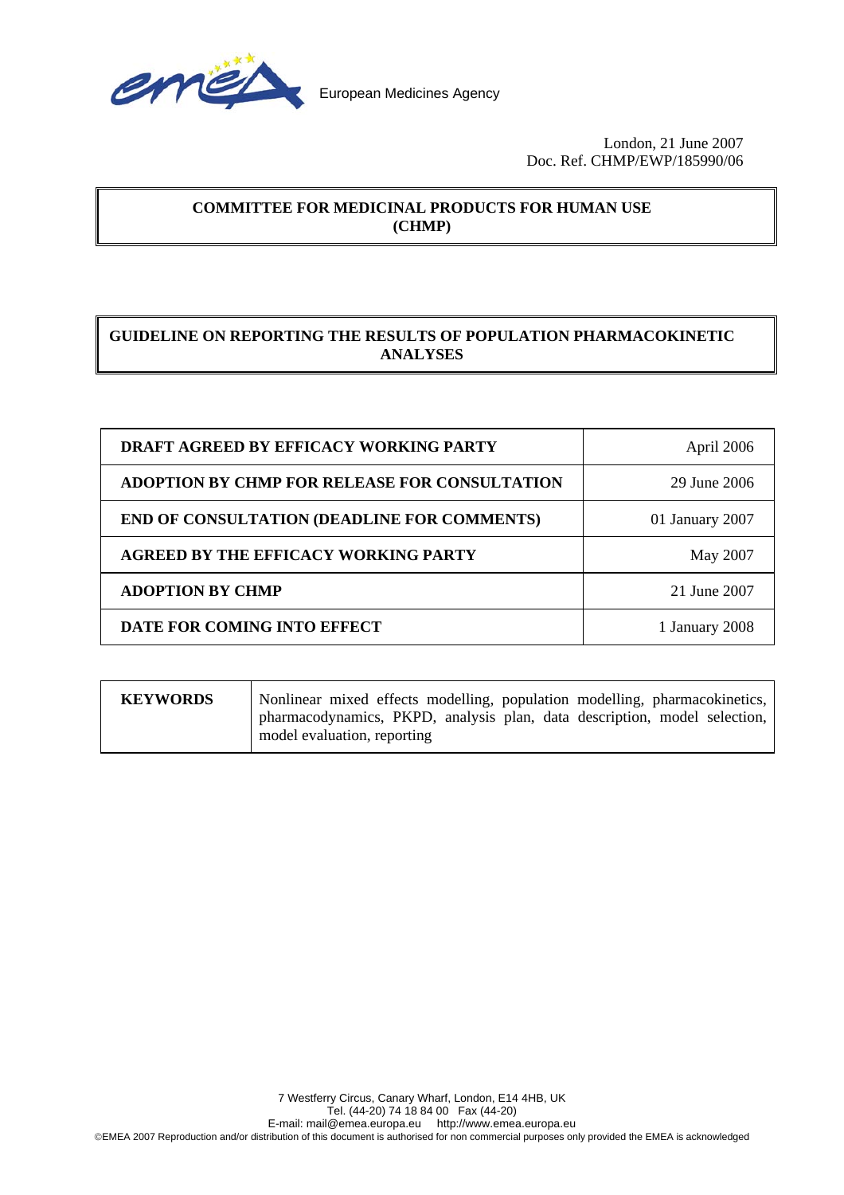European Medicines Agency

London, 21 June 2007
Doc. Ref. CHMP/EWP/185990/06

**COMMITTEE FOR MEDICINAL PRODUCTS FOR HUMAN USE (CHMP)**

# GUIDELINE ON REPORTING THE RESULTS OF POPULATION PHARMACOKINETIC ANALYSES

| | |
|---|---|
| **DRAFT AGREED BY EFFICACY WORKING PARTY** | April 2006 |
| **ADOPTION BY CHMP FOR RELEASE FOR CONSULTATION** | 29 June 2006 |
| **END OF CONSULTATION (DEADLINE FOR COMMENTS)** | 01 January 2007 |
| **AGREED BY THE EFFICACY WORKING PARTY** | May 2007 |
| **ADOPTION BY CHMP** | 21 June 2007 |
| **DATE FOR COMING INTO EFFECT** | 1 January 2008 |

| | |
|---|---|
| **KEYWORDS** | Nonlinear mixed effects modelling, population modelling, pharmacokinetics, pharmacodynamics, PKPD, analysis plan, data description, model selection, model evaluation, reporting |

7 Westferry Circus, Canary Wharf, London, E14 4HB, UK
Tel. (44-20) 74 18 84 00 Fax (44-20)
E-mail: mail@emea.europa.eu http://www.emea.europa.eu
©EMEA 2007 Reproduction and/or distribution of this document is authorised for non commercial purposes only provided the EMEA is acknowledged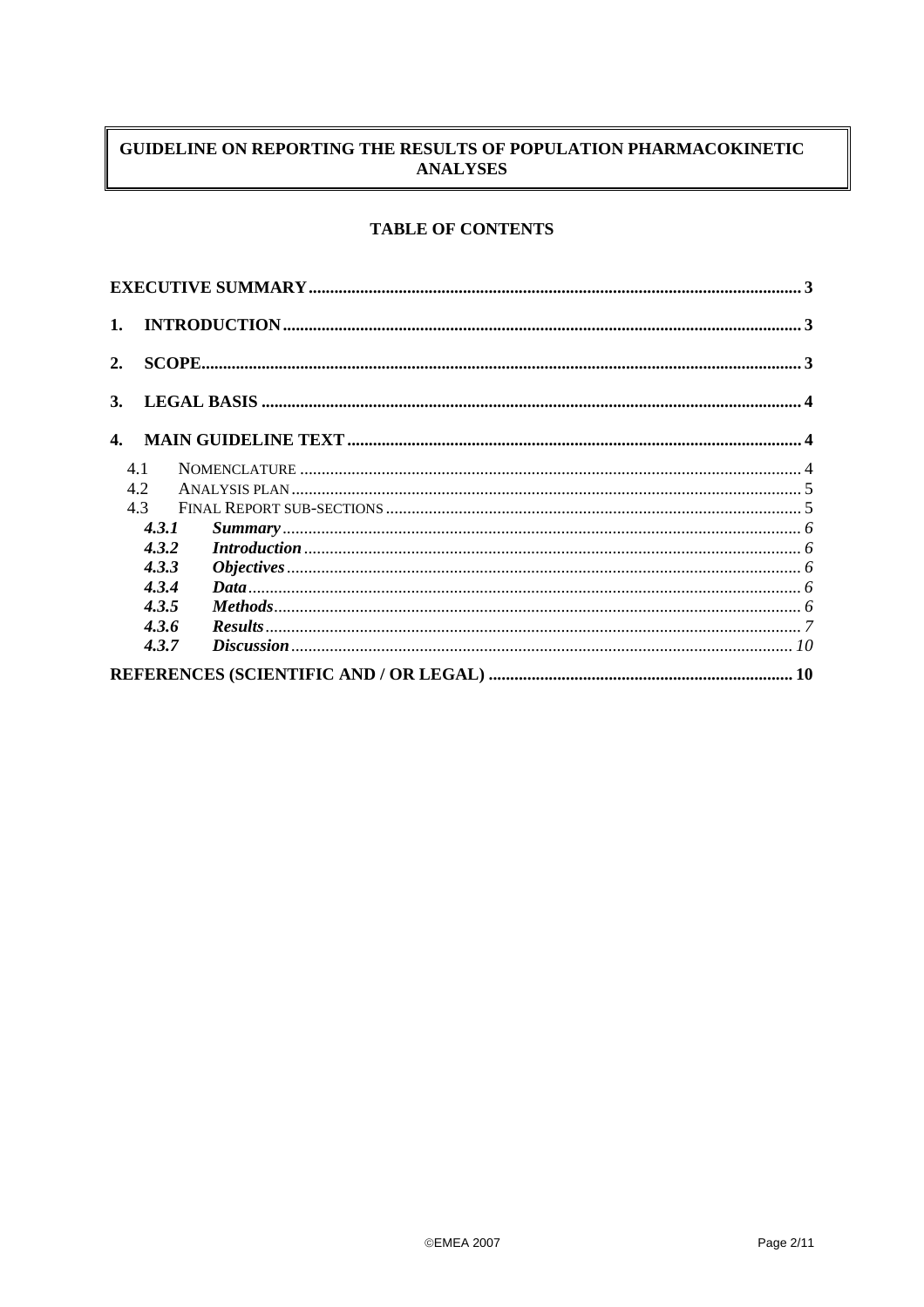**GUIDELINE ON REPORTING THE RESULTS OF POPULATION PHARMACOKINETIC ANALYSES**

**TABLE OF CONTENTS**

**EXECUTIVE SUMMARY** ..... **3**

**1. INTRODUCTION** ..... **3**

**2. SCOPE** ..... **3**

**3. LEGAL BASIS** ..... **4**

**4. MAIN GUIDELINE TEXT** ..... **4**

- 4.1 NOMENCLATURE ..... 4
- 4.2 ANALYSIS PLAN ..... 5
- 4.3 FINAL REPORT SUB-SECTIONS ..... 5
  - ***4.3.1 Summary*** ..... *6*
  - ***4.3.2 Introduction*** ..... *6*
  - ***4.3.3 Objectives*** ..... *6*
  - ***4.3.4 Data*** ..... *6*
  - ***4.3.5 Methods*** ..... *6*
  - ***4.3.6 Results*** ..... *7*
  - ***4.3.7 Discussion*** ..... *10*

**REFERENCES (SCIENTIFIC AND / OR LEGAL)** ..... **10**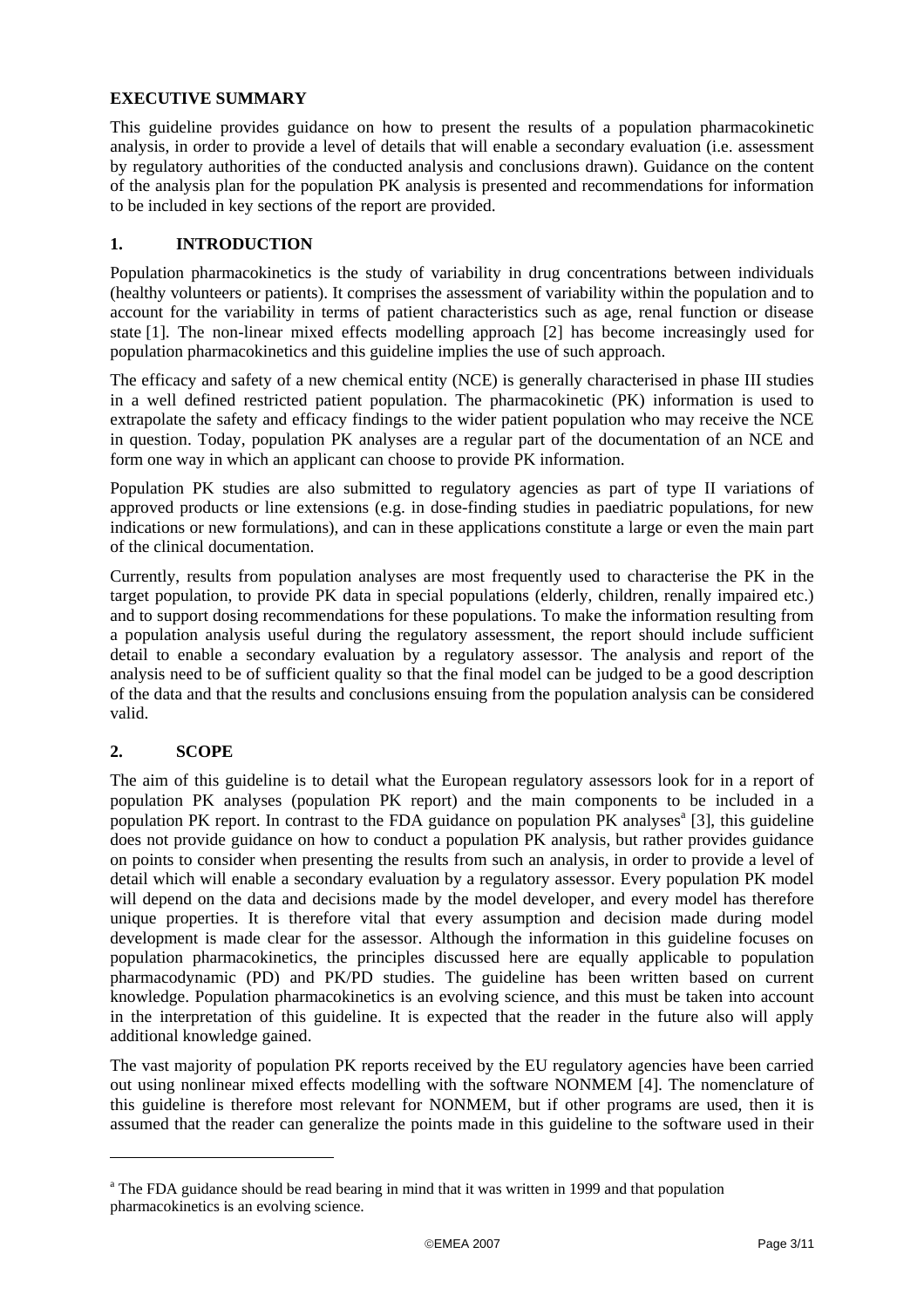## EXECUTIVE SUMMARY

This guideline provides guidance on how to present the results of a population pharmacokinetic analysis, in order to provide a level of details that will enable a secondary evaluation (i.e. assessment by regulatory authorities of the conducted analysis and conclusions drawn). Guidance on the content of the analysis plan for the population PK analysis is presented and recommendations for information to be included in key sections of the report are provided.

## 1. INTRODUCTION

Population pharmacokinetics is the study of variability in drug concentrations between individuals (healthy volunteers or patients). It comprises the assessment of variability within the population and to account for the variability in terms of patient characteristics such as age, renal function or disease state [1]. The non-linear mixed effects modelling approach [2] has become increasingly used for population pharmacokinetics and this guideline implies the use of such approach.

The efficacy and safety of a new chemical entity (NCE) is generally characterised in phase III studies in a well defined restricted patient population. The pharmacokinetic (PK) information is used to extrapolate the safety and efficacy findings to the wider patient population who may receive the NCE in question. Today, population PK analyses are a regular part of the documentation of an NCE and form one way in which an applicant can choose to provide PK information.

Population PK studies are also submitted to regulatory agencies as part of type II variations of approved products or line extensions (e.g. in dose-finding studies in paediatric populations, for new indications or new formulations), and can in these applications constitute a large or even the main part of the clinical documentation.

Currently, results from population analyses are most frequently used to characterise the PK in the target population, to provide PK data in special populations (elderly, children, renally impaired etc.) and to support dosing recommendations for these populations. To make the information resulting from a population analysis useful during the regulatory assessment, the report should include sufficient detail to enable a secondary evaluation by a regulatory assessor. The analysis and report of the analysis need to be of sufficient quality so that the final model can be judged to be a good description of the data and that the results and conclusions ensuing from the population analysis can be considered valid.

## 2. SCOPE

The aim of this guideline is to detail what the European regulatory assessors look for in a report of population PK analyses (population PK report) and the main components to be included in a population PK report. In contrast to the FDA guidance on population PK analyses[a] [3], this guideline does not provide guidance on how to conduct a population PK analysis, but rather provides guidance on points to consider when presenting the results from such an analysis, in order to provide a level of detail which will enable a secondary evaluation by a regulatory assessor. Every population PK model will depend on the data and decisions made by the model developer, and every model has therefore unique properties. It is therefore vital that every assumption and decision made during model development is made clear for the assessor. Although the information in this guideline focuses on population pharmacokinetics, the principles discussed here are equally applicable to population pharmacodynamic (PD) and PK/PD studies. The guideline has been written based on current knowledge. Population pharmacokinetics is an evolving science, and this must be taken into account in the interpretation of this guideline. It is expected that the reader in the future also will apply additional knowledge gained.

The vast majority of population PK reports received by the EU regulatory agencies have been carried out using nonlinear mixed effects modelling with the software NONMEM [4]. The nomenclature of this guideline is therefore most relevant for NONMEM, but if other programs are used, then it is assumed that the reader can generalize the points made in this guideline to the software used in their

---

[a] The FDA guidance should be read bearing in mind that it was written in 1999 and that population pharmacokinetics is an evolving science.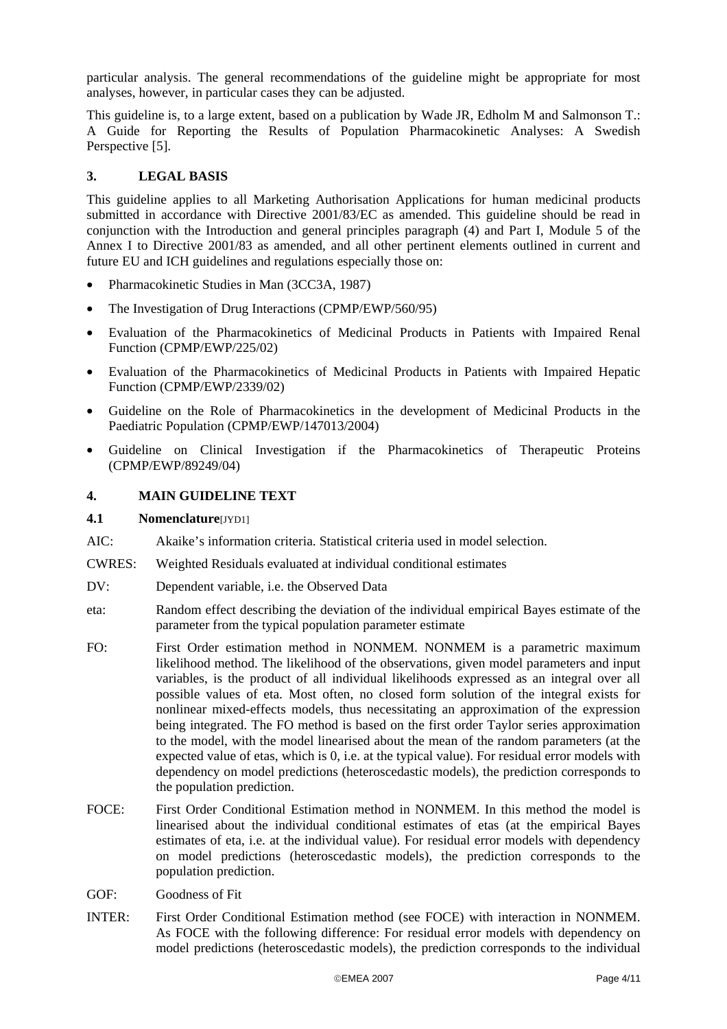particular analysis. The general recommendations of the guideline might be appropriate for most analyses, however, in particular cases they can be adjusted.

This guideline is, to a large extent, based on a publication by Wade JR, Edholm M and Salmonson T.: A Guide for Reporting the Results of Population Pharmacokinetic Analyses: A Swedish Perspective [5].

## 3. LEGAL BASIS

This guideline applies to all Marketing Authorisation Applications for human medicinal products submitted in accordance with Directive 2001/83/EC as amended. This guideline should be read in conjunction with the Introduction and general principles paragraph (4) and Part I, Module 5 of the Annex I to Directive 2001/83 as amended, and all other pertinent elements outlined in current and future EU and ICH guidelines and regulations especially those on:

- Pharmacokinetic Studies in Man (3CC3A, 1987)
- The Investigation of Drug Interactions (CPMP/EWP/560/95)
- Evaluation of the Pharmacokinetics of Medicinal Products in Patients with Impaired Renal Function (CPMP/EWP/225/02)
- Evaluation of the Pharmacokinetics of Medicinal Products in Patients with Impaired Hepatic Function (CPMP/EWP/2339/02)
- Guideline on the Role of Pharmacokinetics in the development of Medicinal Products in the Paediatric Population (CPMP/EWP/147013/2004)
- Guideline on Clinical Investigation if the Pharmacokinetics of Therapeutic Proteins (CPMP/EWP/89249/04)

## 4. MAIN GUIDELINE TEXT

### 4.1 Nomenclature[JYD1]

AIC: Akaike's information criteria. Statistical criteria used in model selection.

CWRES: Weighted Residuals evaluated at individual conditional estimates

DV: Dependent variable, i.e. the Observed Data

eta: Random effect describing the deviation of the individual empirical Bayes estimate of the parameter from the typical population parameter estimate

FO: First Order estimation method in NONMEM. NONMEM is a parametric maximum likelihood method. The likelihood of the observations, given model parameters and input variables, is the product of all individual likelihoods expressed as an integral over all possible values of eta. Most often, no closed form solution of the integral exists for nonlinear mixed-effects models, thus necessitating an approximation of the expression being integrated. The FO method is based on the first order Taylor series approximation to the model, with the model linearised about the mean of the random parameters (at the expected value of etas, which is 0, i.e. at the typical value). For residual error models with dependency on model predictions (heteroscedastic models), the prediction corresponds to the population prediction.

FOCE: First Order Conditional Estimation method in NONMEM. In this method the model is linearised about the individual conditional estimates of etas (at the empirical Bayes estimates of eta, i.e. at the individual value). For residual error models with dependency on model predictions (heteroscedastic models), the prediction corresponds to the population prediction.

GOF: Goodness of Fit

INTER: First Order Conditional Estimation method (see FOCE) with interaction in NONMEM. As FOCE with the following difference: For residual error models with dependency on model predictions (heteroscedastic models), the prediction corresponds to the individual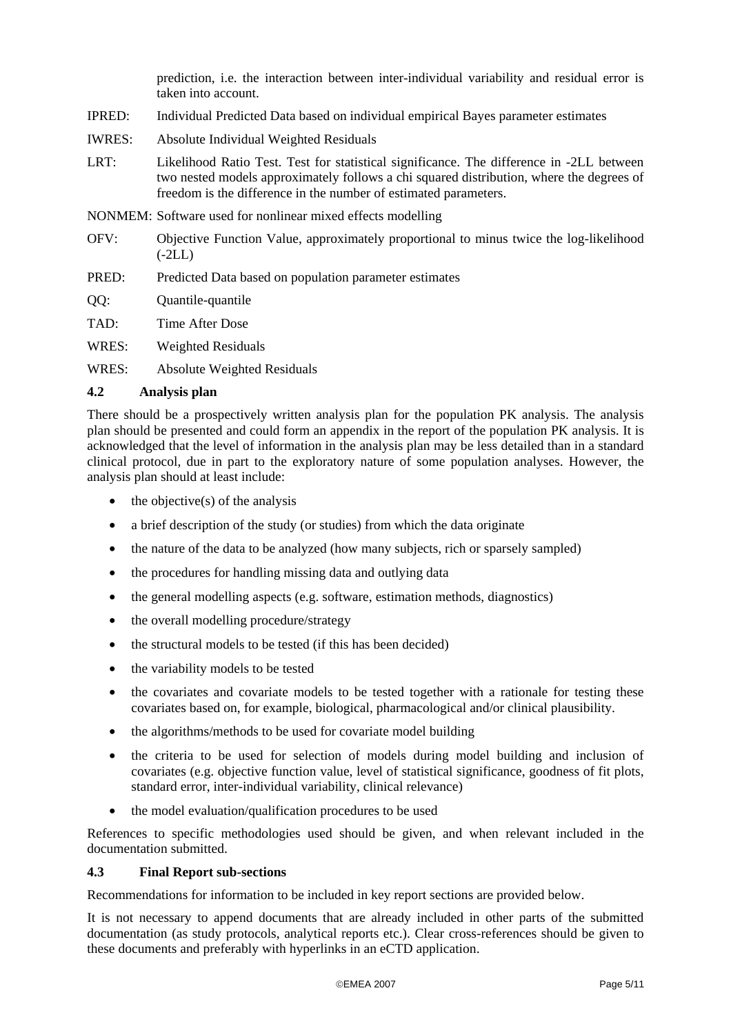prediction, i.e. the interaction between inter-individual variability and residual error is taken into account.

IPRED: Individual Predicted Data based on individual empirical Bayes parameter estimates

IWRES: Absolute Individual Weighted Residuals

LRT: Likelihood Ratio Test. Test for statistical significance. The difference in -2LL between two nested models approximately follows a chi squared distribution, where the degrees of freedom is the difference in the number of estimated parameters.

NONMEM: Software used for nonlinear mixed effects modelling

OFV: Objective Function Value, approximately proportional to minus twice the log-likelihood (-2LL)

PRED: Predicted Data based on population parameter estimates

QQ: Quantile-quantile

TAD: Time After Dose

WRES: Weighted Residuals

WRES: Absolute Weighted Residuals

### 4.2 Analysis plan

There should be a prospectively written analysis plan for the population PK analysis. The analysis plan should be presented and could form an appendix in the report of the population PK analysis. It is acknowledged that the level of information in the analysis plan may be less detailed than in a standard clinical protocol, due in part to the exploratory nature of some population analyses. However, the analysis plan should at least include:

- the objective(s) of the analysis
- a brief description of the study (or studies) from which the data originate
- the nature of the data to be analyzed (how many subjects, rich or sparsely sampled)
- the procedures for handling missing data and outlying data
- the general modelling aspects (e.g. software, estimation methods, diagnostics)
- the overall modelling procedure/strategy
- the structural models to be tested (if this has been decided)
- the variability models to be tested
- the covariates and covariate models to be tested together with a rationale for testing these covariates based on, for example, biological, pharmacological and/or clinical plausibility.
- the algorithms/methods to be used for covariate model building
- the criteria to be used for selection of models during model building and inclusion of covariates (e.g. objective function value, level of statistical significance, goodness of fit plots, standard error, inter-individual variability, clinical relevance)
- the model evaluation/qualification procedures to be used

References to specific methodologies used should be given, and when relevant included in the documentation submitted.

### 4.3 Final Report sub-sections

Recommendations for information to be included in key report sections are provided below.

It is not necessary to append documents that are already included in other parts of the submitted documentation (as study protocols, analytical reports etc.). Clear cross-references should be given to these documents and preferably with hyperlinks in an eCTD application.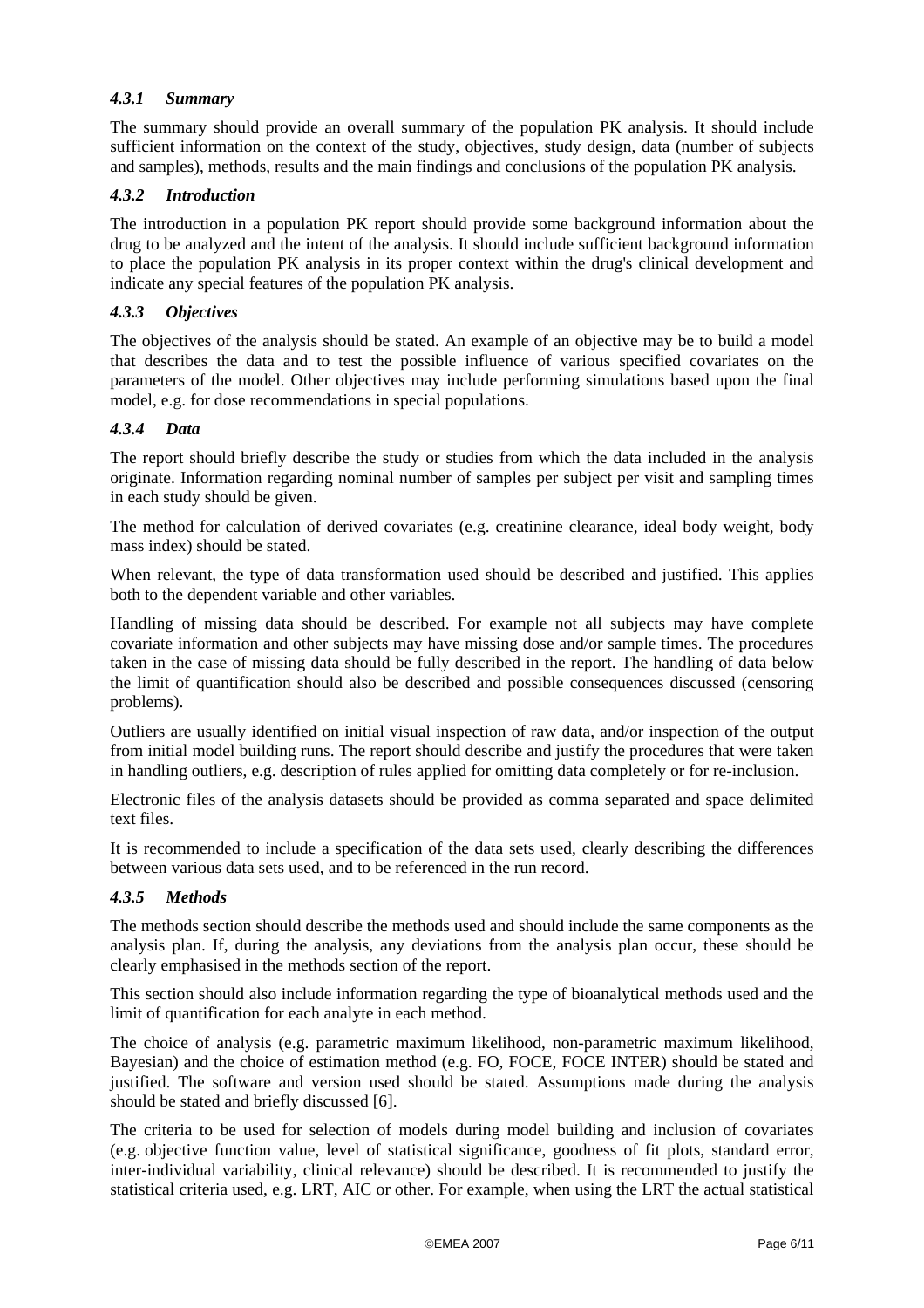#### *4.3.1 Summary*

The summary should provide an overall summary of the population PK analysis. It should include sufficient information on the context of the study, objectives, study design, data (number of subjects and samples), methods, results and the main findings and conclusions of the population PK analysis.

#### *4.3.2 Introduction*

The introduction in a population PK report should provide some background information about the drug to be analyzed and the intent of the analysis. It should include sufficient background information to place the population PK analysis in its proper context within the drug's clinical development and indicate any special features of the population PK analysis.

#### *4.3.3 Objectives*

The objectives of the analysis should be stated. An example of an objective may be to build a model that describes the data and to test the possible influence of various specified covariates on the parameters of the model. Other objectives may include performing simulations based upon the final model, e.g. for dose recommendations in special populations.

#### *4.3.4 Data*

The report should briefly describe the study or studies from which the data included in the analysis originate. Information regarding nominal number of samples per subject per visit and sampling times in each study should be given.

The method for calculation of derived covariates (e.g. creatinine clearance, ideal body weight, body mass index) should be stated.

When relevant, the type of data transformation used should be described and justified. This applies both to the dependent variable and other variables.

Handling of missing data should be described. For example not all subjects may have complete covariate information and other subjects may have missing dose and/or sample times. The procedures taken in the case of missing data should be fully described in the report. The handling of data below the limit of quantification should also be described and possible consequences discussed (censoring problems).

Outliers are usually identified on initial visual inspection of raw data, and/or inspection of the output from initial model building runs. The report should describe and justify the procedures that were taken in handling outliers, e.g. description of rules applied for omitting data completely or for re-inclusion.

Electronic files of the analysis datasets should be provided as comma separated and space delimited text files.

It is recommended to include a specification of the data sets used, clearly describing the differences between various data sets used, and to be referenced in the run record.

#### *4.3.5 Methods*

The methods section should describe the methods used and should include the same components as the analysis plan. If, during the analysis, any deviations from the analysis plan occur, these should be clearly emphasised in the methods section of the report.

This section should also include information regarding the type of bioanalytical methods used and the limit of quantification for each analyte in each method.

The choice of analysis (e.g. parametric maximum likelihood, non-parametric maximum likelihood, Bayesian) and the choice of estimation method (e.g. FO, FOCE, FOCE INTER) should be stated and justified. The software and version used should be stated. Assumptions made during the analysis should be stated and briefly discussed [6].

The criteria to be used for selection of models during model building and inclusion of covariates (e.g. objective function value, level of statistical significance, goodness of fit plots, standard error, inter-individual variability, clinical relevance) should be described. It is recommended to justify the statistical criteria used, e.g. LRT, AIC or other. For example, when using the LRT the actual statistical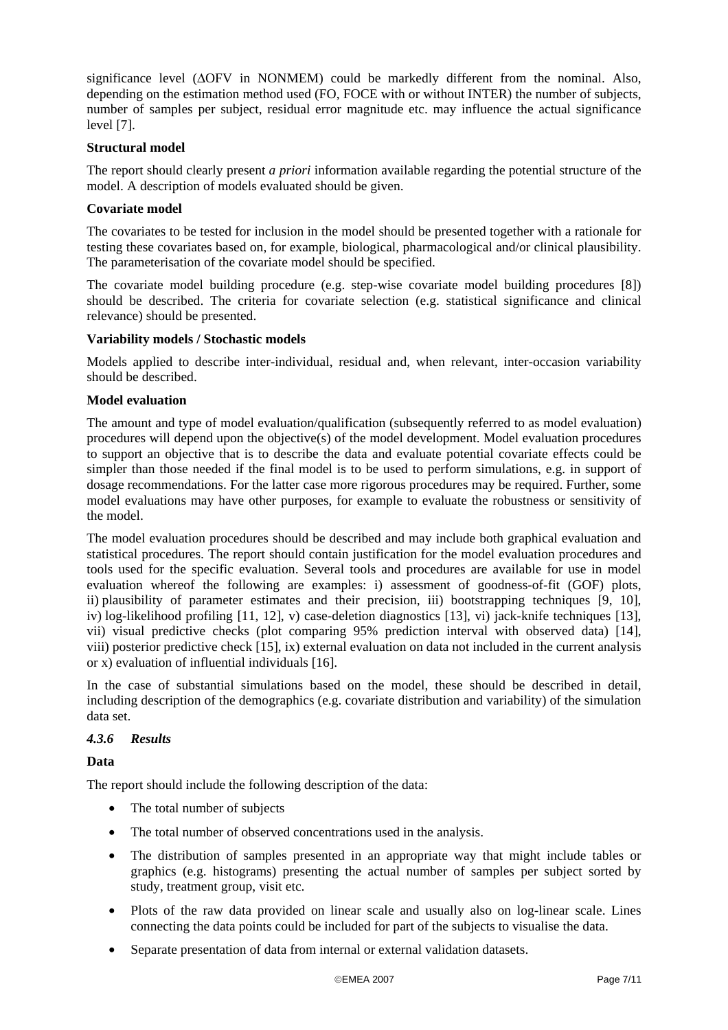significance level (ΔOFV in NONMEM) could be markedly different from the nominal. Also, depending on the estimation method used (FO, FOCE with or without INTER) the number of subjects, number of samples per subject, residual error magnitude etc. may influence the actual significance level [7].

**Structural model**

The report should clearly present *a priori* information available regarding the potential structure of the model. A description of models evaluated should be given.

**Covariate model**

The covariates to be tested for inclusion in the model should be presented together with a rationale for testing these covariates based on, for example, biological, pharmacological and/or clinical plausibility. The parameterisation of the covariate model should be specified.

The covariate model building procedure (e.g. step-wise covariate model building procedures [8]) should be described. The criteria for covariate selection (e.g. statistical significance and clinical relevance) should be presented.

**Variability models / Stochastic models**

Models applied to describe inter-individual, residual and, when relevant, inter-occasion variability should be described.

**Model evaluation**

The amount and type of model evaluation/qualification (subsequently referred to as model evaluation) procedures will depend upon the objective(s) of the model development. Model evaluation procedures to support an objective that is to describe the data and evaluate potential covariate effects could be simpler than those needed if the final model is to be used to perform simulations, e.g. in support of dosage recommendations. For the latter case more rigorous procedures may be required. Further, some model evaluations may have other purposes, for example to evaluate the robustness or sensitivity of the model.

The model evaluation procedures should be described and may include both graphical evaluation and statistical procedures. The report should contain justification for the model evaluation procedures and tools used for the specific evaluation. Several tools and procedures are available for use in model evaluation whereof the following are examples: i) assessment of goodness-of-fit (GOF) plots, ii) plausibility of parameter estimates and their precision, iii) bootstrapping techniques [9, 10], iv) log-likelihood profiling [11, 12], v) case-deletion diagnostics [13], vi) jack-knife techniques [13], vii) visual predictive checks (plot comparing 95% prediction interval with observed data) [14], viii) posterior predictive check [15], ix) external evaluation on data not included in the current analysis or x) evaluation of influential individuals [16].

In the case of substantial simulations based on the model, these should be described in detail, including description of the demographics (e.g. covariate distribution and variability) of the simulation data set.

### *4.3.6 Results*

**Data**

The report should include the following description of the data:

- The total number of subjects
- The total number of observed concentrations used in the analysis.
- The distribution of samples presented in an appropriate way that might include tables or graphics (e.g. histograms) presenting the actual number of samples per subject sorted by study, treatment group, visit etc.
- Plots of the raw data provided on linear scale and usually also on log-linear scale. Lines connecting the data points could be included for part of the subjects to visualise the data.
- Separate presentation of data from internal or external validation datasets.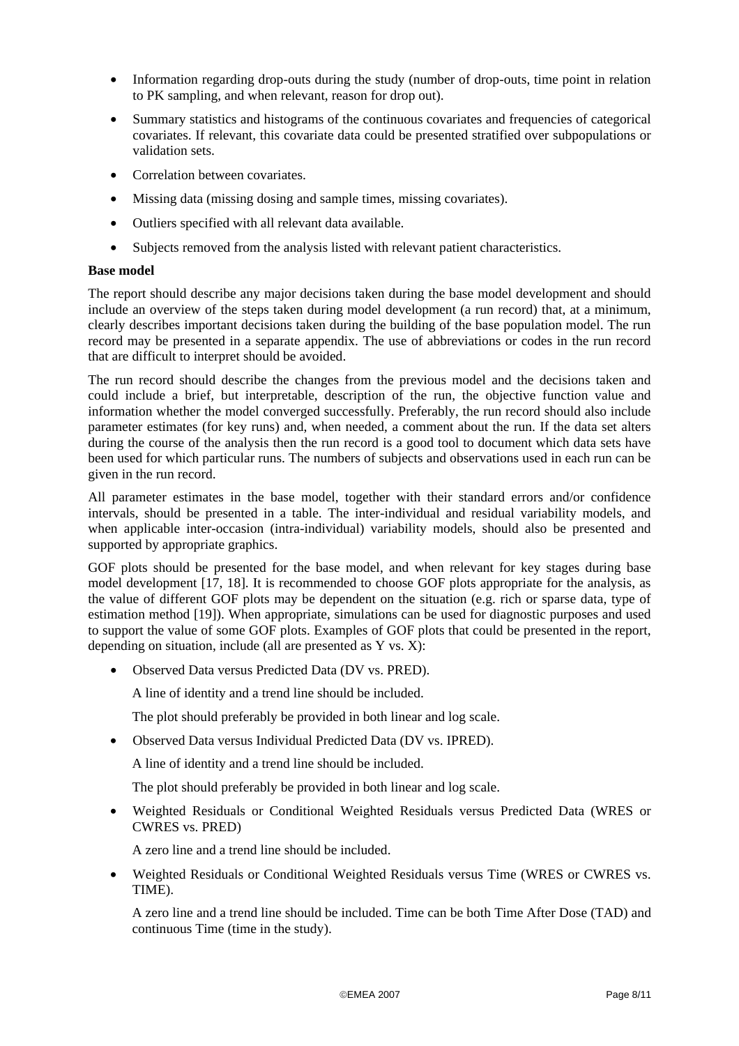- Information regarding drop-outs during the study (number of drop-outs, time point in relation to PK sampling, and when relevant, reason for drop out).
- Summary statistics and histograms of the continuous covariates and frequencies of categorical covariates. If relevant, this covariate data could be presented stratified over subpopulations or validation sets.
- Correlation between covariates.
- Missing data (missing dosing and sample times, missing covariates).
- Outliers specified with all relevant data available.
- Subjects removed from the analysis listed with relevant patient characteristics.

**Base model**

The report should describe any major decisions taken during the base model development and should include an overview of the steps taken during model development (a run record) that, at a minimum, clearly describes important decisions taken during the building of the base population model. The run record may be presented in a separate appendix. The use of abbreviations or codes in the run record that are difficult to interpret should be avoided.

The run record should describe the changes from the previous model and the decisions taken and could include a brief, but interpretable, description of the run, the objective function value and information whether the model converged successfully. Preferably, the run record should also include parameter estimates (for key runs) and, when needed, a comment about the run. If the data set alters during the course of the analysis then the run record is a good tool to document which data sets have been used for which particular runs. The numbers of subjects and observations used in each run can be given in the run record.

All parameter estimates in the base model, together with their standard errors and/or confidence intervals, should be presented in a table. The inter-individual and residual variability models, and when applicable inter-occasion (intra-individual) variability models, should also be presented and supported by appropriate graphics.

GOF plots should be presented for the base model, and when relevant for key stages during base model development [17, 18]. It is recommended to choose GOF plots appropriate for the analysis, as the value of different GOF plots may be dependent on the situation (e.g. rich or sparse data, type of estimation method [19]). When appropriate, simulations can be used for diagnostic purposes and used to support the value of some GOF plots. Examples of GOF plots that could be presented in the report, depending on situation, include (all are presented as Y vs. X):

- Observed Data versus Predicted Data (DV vs. PRED).

  A line of identity and a trend line should be included.

  The plot should preferably be provided in both linear and log scale.

- Observed Data versus Individual Predicted Data (DV vs. IPRED).

  A line of identity and a trend line should be included.

  The plot should preferably be provided in both linear and log scale.

- Weighted Residuals or Conditional Weighted Residuals versus Predicted Data (WRES or CWRES vs. PRED)

  A zero line and a trend line should be included.

- Weighted Residuals or Conditional Weighted Residuals versus Time (WRES or CWRES vs. TIME).

  A zero line and a trend line should be included. Time can be both Time After Dose (TAD) and continuous Time (time in the study).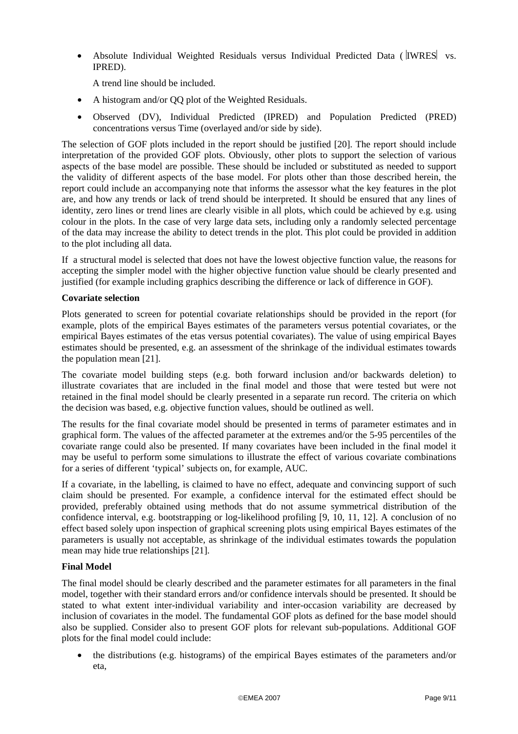- Absolute Individual Weighted Residuals versus Individual Predicted Data ( |IWRES| vs. IPRED).

  A trend line should be included.

- A histogram and/or QQ plot of the Weighted Residuals.
- Observed (DV), Individual Predicted (IPRED) and Population Predicted (PRED) concentrations versus Time (overlayed and/or side by side).

The selection of GOF plots included in the report should be justified [20]. The report should include interpretation of the provided GOF plots. Obviously, other plots to support the selection of various aspects of the base model are possible. These should be included or substituted as needed to support the validity of different aspects of the base model. For plots other than those described herein, the report could include an accompanying note that informs the assessor what the key features in the plot are, and how any trends or lack of trend should be interpreted. It should be ensured that any lines of identity, zero lines or trend lines are clearly visible in all plots, which could be achieved by e.g. using colour in the plots. In the case of very large data sets, including only a randomly selected percentage of the data may increase the ability to detect trends in the plot. This plot could be provided in addition to the plot including all data.

If a structural model is selected that does not have the lowest objective function value, the reasons for accepting the simpler model with the higher objective function value should be clearly presented and justified (for example including graphics describing the difference or lack of difference in GOF).

**Covariate selection**

Plots generated to screen for potential covariate relationships should be provided in the report (for example, plots of the empirical Bayes estimates of the parameters versus potential covariates, or the empirical Bayes estimates of the etas versus potential covariates). The value of using empirical Bayes estimates should be presented, e.g. an assessment of the shrinkage of the individual estimates towards the population mean [21].

The covariate model building steps (e.g. both forward inclusion and/or backwards deletion) to illustrate covariates that are included in the final model and those that were tested but were not retained in the final model should be clearly presented in a separate run record. The criteria on which the decision was based, e.g. objective function values, should be outlined as well.

The results for the final covariate model should be presented in terms of parameter estimates and in graphical form. The values of the affected parameter at the extremes and/or the 5-95 percentiles of the covariate range could also be presented. If many covariates have been included in the final model it may be useful to perform some simulations to illustrate the effect of various covariate combinations for a series of different 'typical' subjects on, for example, AUC.

If a covariate, in the labelling, is claimed to have no effect, adequate and convincing support of such claim should be presented. For example, a confidence interval for the estimated effect should be provided, preferably obtained using methods that do not assume symmetrical distribution of the confidence interval, e.g. bootstrapping or log-likelihood profiling [9, 10, 11, 12]. A conclusion of no effect based solely upon inspection of graphical screening plots using empirical Bayes estimates of the parameters is usually not acceptable, as shrinkage of the individual estimates towards the population mean may hide true relationships [21].

**Final Model**

The final model should be clearly described and the parameter estimates for all parameters in the final model, together with their standard errors and/or confidence intervals should be presented. It should be stated to what extent inter-individual variability and inter-occasion variability are decreased by inclusion of covariates in the model. The fundamental GOF plots as defined for the base model should also be supplied. Consider also to present GOF plots for relevant sub-populations. Additional GOF plots for the final model could include:

- the distributions (e.g. histograms) of the empirical Bayes estimates of the parameters and/or eta,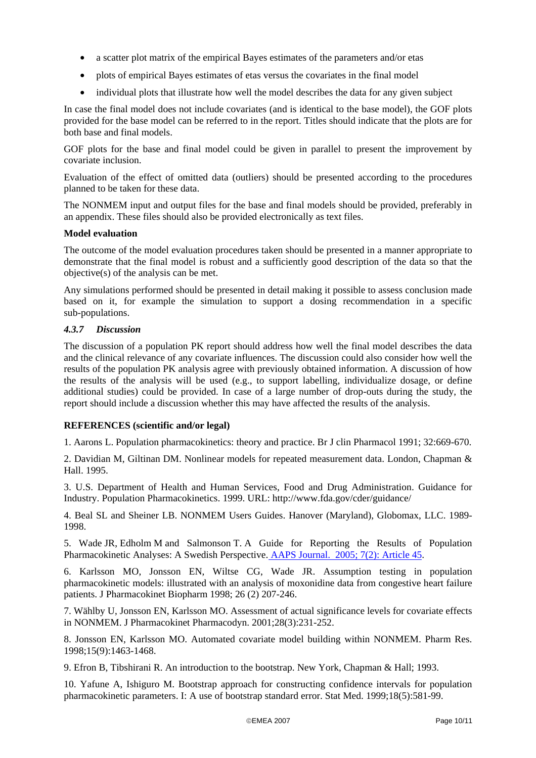- a scatter plot matrix of the empirical Bayes estimates of the parameters and/or etas
- plots of empirical Bayes estimates of etas versus the covariates in the final model
- individual plots that illustrate how well the model describes the data for any given subject

In case the final model does not include covariates (and is identical to the base model), the GOF plots provided for the base model can be referred to in the report. Titles should indicate that the plots are for both base and final models.

GOF plots for the base and final model could be given in parallel to present the improvement by covariate inclusion.

Evaluation of the effect of omitted data (outliers) should be presented according to the procedures planned to be taken for these data.

The NONMEM input and output files for the base and final models should be provided, preferably in an appendix. These files should also be provided electronically as text files.

**Model evaluation**

The outcome of the model evaluation procedures taken should be presented in a manner appropriate to demonstrate that the final model is robust and a sufficiently good description of the data so that the objective(s) of the analysis can be met.

Any simulations performed should be presented in detail making it possible to assess conclusion made based on it, for example the simulation to support a dosing recommendation in a specific sub-populations.

### *4.3.7 Discussion*

The discussion of a population PK report should address how well the final model describes the data and the clinical relevance of any covariate influences. The discussion could also consider how well the results of the population PK analysis agree with previously obtained information. A discussion of how the results of the analysis will be used (e.g., to support labelling, individualize dosage, or define additional studies) could be provided. In case of a large number of drop-outs during the study, the report should include a discussion whether this may have affected the results of the analysis.

**REFERENCES (scientific and/or legal)**

1. Aarons L. Population pharmacokinetics: theory and practice. Br J clin Pharmacol 1991; 32:669-670.

2. Davidian M, Giltinan DM. Nonlinear models for repeated measurement data. London, Chapman & Hall. 1995.

3. U.S. Department of Health and Human Services, Food and Drug Administration. Guidance for Industry. Population Pharmacokinetics. 1999. URL: http://www.fda.gov/cder/guidance/

4. Beal SL and Sheiner LB. NONMEM Users Guides. Hanover (Maryland), Globomax, LLC. 1989-1998.

5. Wade JR, Edholm M and Salmonson T. A Guide for Reporting the Results of Population Pharmacokinetic Analyses: A Swedish Perspective. AAPS Journal. 2005; 7(2): Article 45.

6. Karlsson MO, Jonsson EN, Wiltse CG, Wade JR. Assumption testing in population pharmacokinetic models: illustrated with an analysis of moxonidine data from congestive heart failure patients. J Pharmacokinet Biopharm 1998; 26 (2) 207-246.

7. Wählby U, Jonsson EN, Karlsson MO. Assessment of actual significance levels for covariate effects in NONMEM. J Pharmacokinet Pharmacodyn. 2001;28(3):231-252.

8. Jonsson EN, Karlsson MO. Automated covariate model building within NONMEM. Pharm Res. 1998;15(9):1463-1468.

9. Efron B, Tibshirani R. An introduction to the bootstrap. New York, Chapman & Hall; 1993.

10. Yafune A, Ishiguro M. Bootstrap approach for constructing confidence intervals for population pharmacokinetic parameters. I: A use of bootstrap standard error. Stat Med. 1999;18(5):581-99.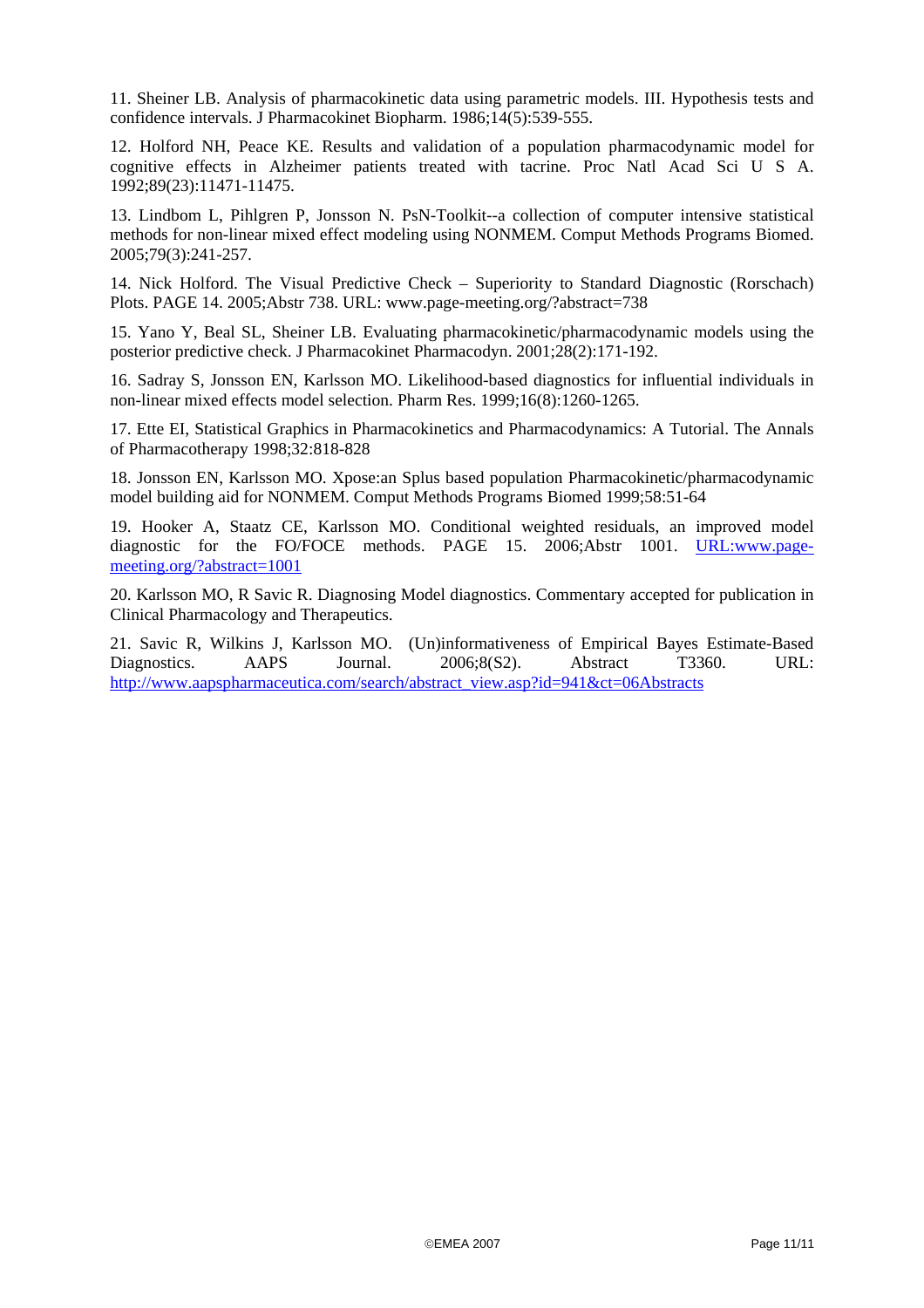11. Sheiner LB. Analysis of pharmacokinetic data using parametric models. III. Hypothesis tests and confidence intervals. J Pharmacokinet Biopharm. 1986;14(5):539-555.

12. Holford NH, Peace KE. Results and validation of a population pharmacodynamic model for cognitive effects in Alzheimer patients treated with tacrine. Proc Natl Acad Sci U S A. 1992;89(23):11471-11475.

13. Lindbom L, Pihlgren P, Jonsson N. PsN-Toolkit--a collection of computer intensive statistical methods for non-linear mixed effect modeling using NONMEM. Comput Methods Programs Biomed. 2005;79(3):241-257.

14. Nick Holford. The Visual Predictive Check – Superiority to Standard Diagnostic (Rorschach) Plots. PAGE 14. 2005;Abstr 738. URL: www.page-meeting.org/?abstract=738

15. Yano Y, Beal SL, Sheiner LB. Evaluating pharmacokinetic/pharmacodynamic models using the posterior predictive check. J Pharmacokinet Pharmacodyn. 2001;28(2):171-192.

16. Sadray S, Jonsson EN, Karlsson MO. Likelihood-based diagnostics for influential individuals in non-linear mixed effects model selection. Pharm Res. 1999;16(8):1260-1265.

17. Ette EI, Statistical Graphics in Pharmacokinetics and Pharmacodynamics: A Tutorial. The Annals of Pharmacotherapy 1998;32:818-828

18. Jonsson EN, Karlsson MO. Xpose:an Splus based population Pharmacokinetic/pharmacodynamic model building aid for NONMEM. Comput Methods Programs Biomed 1999;58:51-64

19. Hooker A, Staatz CE, Karlsson MO. Conditional weighted residuals, an improved model diagnostic for the FO/FOCE methods. PAGE 15. 2006;Abstr 1001. URL:www.page-meeting.org/?abstract=1001

20. Karlsson MO, R Savic R. Diagnosing Model diagnostics. Commentary accepted for publication in Clinical Pharmacology and Therapeutics.

21. Savic R, Wilkins J, Karlsson MO. (Un)informativeness of Empirical Bayes Estimate-Based Diagnostics. AAPS Journal. 2006;8(S2). Abstract T3360. URL: http://www.aapspharmaceutica.com/search/abstract_view.asp?id=941&ct=06Abstracts